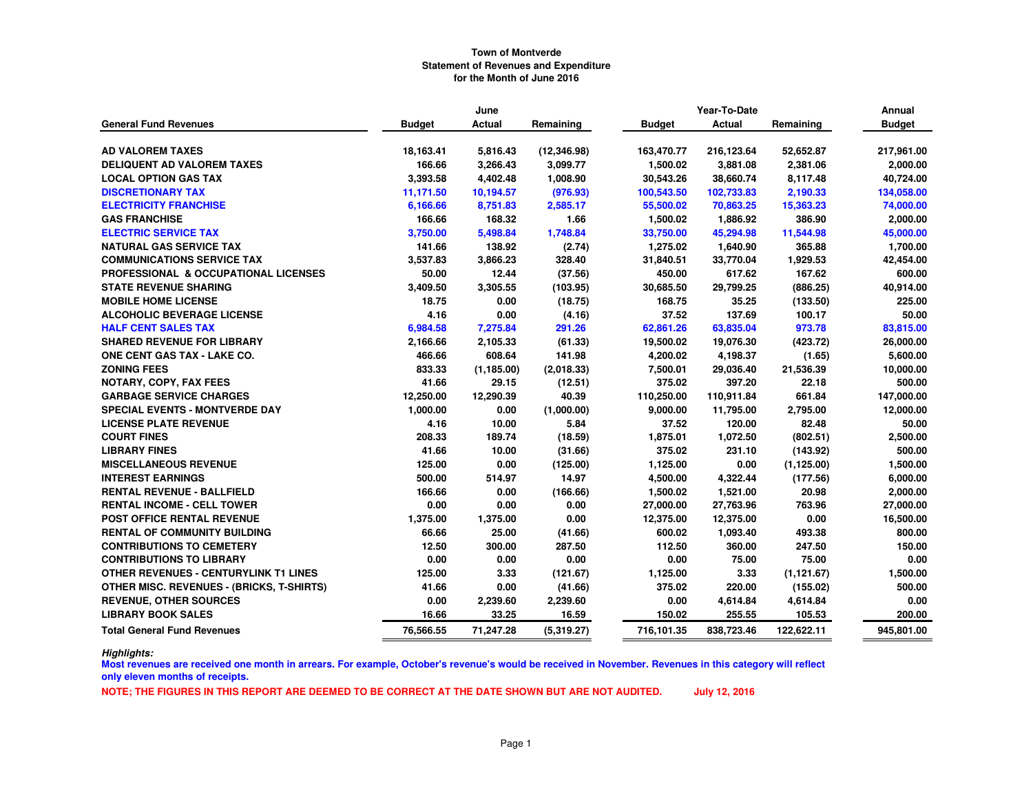**Town of Montverde**
**Statement of Revenues and Expenditure**
**for the Month of June 2016**

| General Fund Revenues | June Budget | June Actual | June Remaining | Year-To-Date Budget | Year-To-Date Actual | Year-To-Date Remaining | Annual Budget |
|---|---|---|---|---|---|---|---|
| AD VALOREM TAXES | 18,163.41 | 5,816.43 | (12,346.98) | 163,470.77 | 216,123.64 | 52,652.87 | 217,961.00 |
| DELIQUENT AD VALOREM TAXES | 166.66 | 3,266.43 | 3,099.77 | 1,500.02 | 3,881.08 | 2,381.06 | 2,000.00 |
| LOCAL OPTION GAS TAX | 3,393.58 | 4,402.48 | 1,008.90 | 30,543.26 | 38,660.74 | 8,117.48 | 40,724.00 |
| DISCRETIONARY TAX | 11,171.50 | 10,194.57 | (976.93) | 100,543.50 | 102,733.83 | 2,190.33 | 134,058.00 |
| ELECTRICITY FRANCHISE | 6,166.66 | 8,751.83 | 2,585.17 | 55,500.02 | 70,863.25 | 15,363.23 | 74,000.00 |
| GAS FRANCHISE | 166.66 | 168.32 | 1.66 | 1,500.02 | 1,886.92 | 386.90 | 2,000.00 |
| ELECTRIC SERVICE TAX | 3,750.00 | 5,498.84 | 1,748.84 | 33,750.00 | 45,294.98 | 11,544.98 | 45,000.00 |
| NATURAL GAS SERVICE TAX | 141.66 | 138.92 | (2.74) | 1,275.02 | 1,640.90 | 365.88 | 1,700.00 |
| COMMUNICATIONS SERVICE TAX | 3,537.83 | 3,866.23 | 328.40 | 31,840.51 | 33,770.04 | 1,929.53 | 42,454.00 |
| PROFESSIONAL & OCCUPATIONAL LICENSES | 50.00 | 12.44 | (37.56) | 450.00 | 617.62 | 167.62 | 600.00 |
| STATE REVENUE SHARING | 3,409.50 | 3,305.55 | (103.95) | 30,685.50 | 29,799.25 | (886.25) | 40,914.00 |
| MOBILE HOME LICENSE | 18.75 | 0.00 | (18.75) | 168.75 | 35.25 | (133.50) | 225.00 |
| ALCOHOLIC BEVERAGE LICENSE | 4.16 | 0.00 | (4.16) | 37.52 | 137.69 | 100.17 | 50.00 |
| HALF CENT SALES TAX | 6,984.58 | 7,275.84 | 291.26 | 62,861.26 | 63,835.04 | 973.78 | 83,815.00 |
| SHARED REVENUE FOR LIBRARY | 2,166.66 | 2,105.33 | (61.33) | 19,500.02 | 19,076.30 | (423.72) | 26,000.00 |
| ONE CENT GAS TAX - LAKE CO. | 466.66 | 608.64 | 141.98 | 4,200.02 | 4,198.37 | (1.65) | 5,600.00 |
| ZONING FEES | 833.33 | (1,185.00) | (2,018.33) | 7,500.01 | 29,036.40 | 21,536.39 | 10,000.00 |
| NOTARY, COPY, FAX FEES | 41.66 | 29.15 | (12.51) | 375.02 | 397.20 | 22.18 | 500.00 |
| GARBAGE SERVICE CHARGES | 12,250.00 | 12,290.39 | 40.39 | 110,250.00 | 110,911.84 | 661.84 | 147,000.00 |
| SPECIAL EVENTS - MONTVERDE DAY | 1,000.00 | 0.00 | (1,000.00) | 9,000.00 | 11,795.00 | 2,795.00 | 12,000.00 |
| LICENSE PLATE REVENUE | 4.16 | 10.00 | 5.84 | 37.52 | 120.00 | 82.48 | 50.00 |
| COURT FINES | 208.33 | 189.74 | (18.59) | 1,875.01 | 1,072.50 | (802.51) | 2,500.00 |
| LIBRARY FINES | 41.66 | 10.00 | (31.66) | 375.02 | 231.10 | (143.92) | 500.00 |
| MISCELLANEOUS REVENUE | 125.00 | 0.00 | (125.00) | 1,125.00 | 0.00 | (1,125.00) | 1,500.00 |
| INTEREST EARNINGS | 500.00 | 514.97 | 14.97 | 4,500.00 | 4,322.44 | (177.56) | 6,000.00 |
| RENTAL REVENUE - BALLFIELD | 166.66 | 0.00 | (166.66) | 1,500.02 | 1,521.00 | 20.98 | 2,000.00 |
| RENTAL INCOME - CELL TOWER | 0.00 | 0.00 | 0.00 | 27,000.00 | 27,763.96 | 763.96 | 27,000.00 |
| POST OFFICE RENTAL REVENUE | 1,375.00 | 1,375.00 | 0.00 | 12,375.00 | 12,375.00 | 0.00 | 16,500.00 |
| RENTAL OF COMMUNITY BUILDING | 66.66 | 25.00 | (41.66) | 600.02 | 1,093.40 | 493.38 | 800.00 |
| CONTRIBUTIONS TO CEMETERY | 12.50 | 300.00 | 287.50 | 112.50 | 360.00 | 247.50 | 150.00 |
| CONTRIBUTIONS TO LIBRARY | 0.00 | 0.00 | 0.00 | 0.00 | 75.00 | 75.00 | 0.00 |
| OTHER REVENUES - CENTURYLINK T1 LINES | 125.00 | 3.33 | (121.67) | 1,125.00 | 3.33 | (1,121.67) | 1,500.00 |
| OTHER MISC. REVENUES - (BRICKS, T-SHIRTS) | 41.66 | 0.00 | (41.66) | 375.02 | 220.00 | (155.02) | 500.00 |
| REVENUE, OTHER SOURCES | 0.00 | 2,239.60 | 2,239.60 | 0.00 | 4,614.84 | 4,614.84 | 0.00 |
| LIBRARY BOOK SALES | 16.66 | 33.25 | 16.59 | 150.02 | 255.55 | 105.53 | 200.00 |
| **Total General Fund Revenues** | **76,566.55** | **71,247.28** | **(5,319.27)** | **716,101.35** | **838,723.46** | **122,622.11** | **945,801.00** |

***Highlights:***

**Most revenues are received one month in arrears. For example, October's revenue's would be received in November. Revenues in this category will reflect only eleven months of receipts.**

**NOTE; THE FIGURES IN THIS REPORT ARE DEEMED TO BE CORRECT AT THE DATE SHOWN BUT ARE NOT AUDITED. July 12, 2016**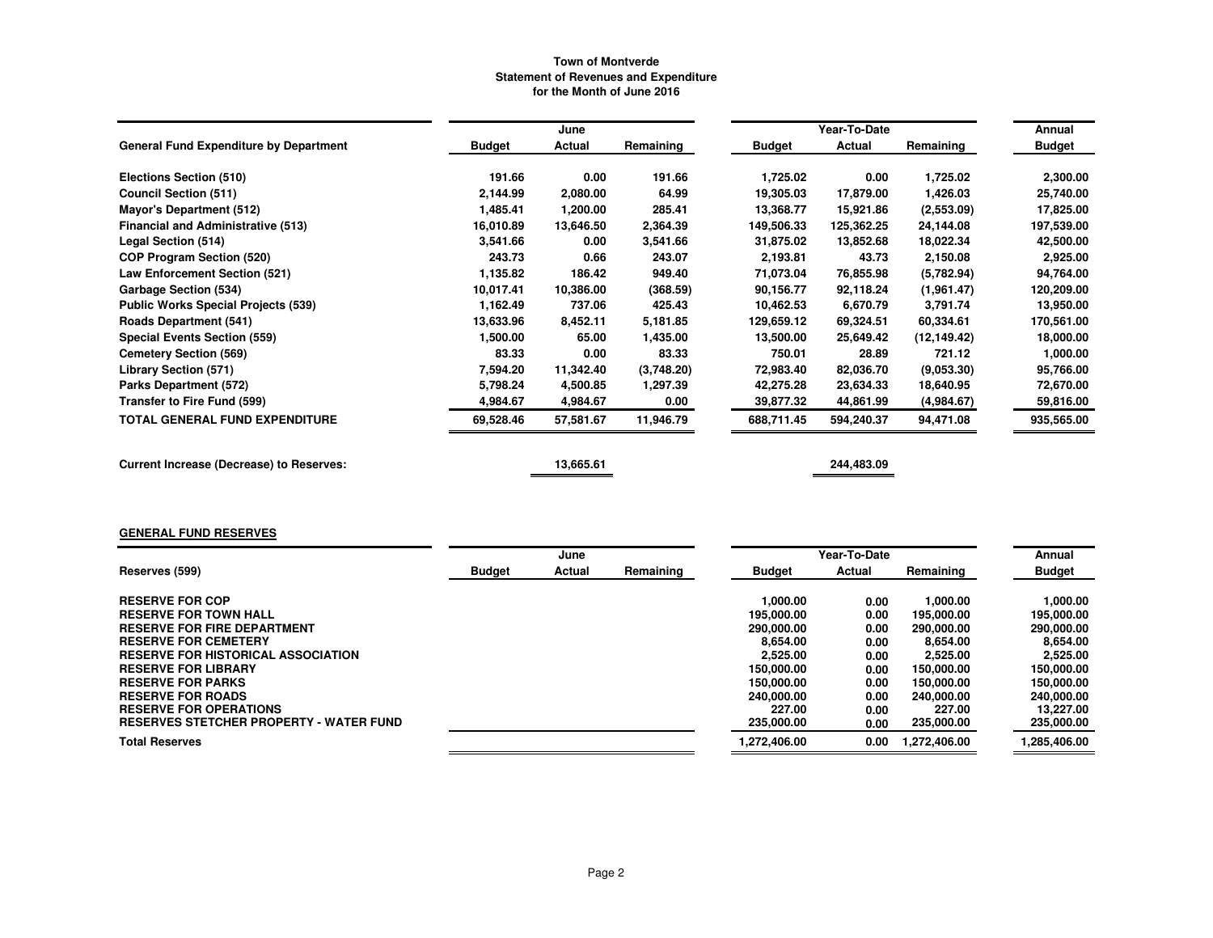# Town of Montverde
## Statement of Revenues and Expenditure
### for the Month of June 2016

| General Fund Expenditure by Department | June Budget | June Actual | June Remaining | Year-To-Date Budget | Year-To-Date Actual | Year-To-Date Remaining | Annual Budget |
|---|---|---|---|---|---|---|---|
| Elections Section (510) | 191.66 | 0.00 | 191.66 | 1,725.02 | 0.00 | 1,725.02 | 2,300.00 |
| Council Section (511) | 2,144.99 | 2,080.00 | 64.99 | 19,305.03 | 17,879.00 | 1,426.03 | 25,740.00 |
| Mayor's Department (512) | 1,485.41 | 1,200.00 | 285.41 | 13,368.77 | 15,921.86 | (2,553.09) | 17,825.00 |
| Financial and Administrative (513) | 16,010.89 | 13,646.50 | 2,364.39 | 149,506.33 | 125,362.25 | 24,144.08 | 197,539.00 |
| Legal Section (514) | 3,541.66 | 0.00 | 3,541.66 | 31,875.02 | 13,852.68 | 18,022.34 | 42,500.00 |
| COP Program Section (520) | 243.73 | 0.66 | 243.07 | 2,193.81 | 43.73 | 2,150.08 | 2,925.00 |
| Law Enforcement Section (521) | 1,135.82 | 186.42 | 949.40 | 71,073.04 | 76,855.98 | (5,782.94) | 94,764.00 |
| Garbage Section (534) | 10,017.41 | 10,386.00 | (368.59) | 90,156.77 | 92,118.24 | (1,961.47) | 120,209.00 |
| Public Works Special Projects (539) | 1,162.49 | 737.06 | 425.43 | 10,462.53 | 6,670.79 | 3,791.74 | 13,950.00 |
| Roads Department (541) | 13,633.96 | 8,452.11 | 5,181.85 | 129,659.12 | 69,324.51 | 60,334.61 | 170,561.00 |
| Special Events Section (559) | 1,500.00 | 65.00 | 1,435.00 | 13,500.00 | 25,649.42 | (12,149.42) | 18,000.00 |
| Cemetery Section (569) | 83.33 | 0.00 | 83.33 | 750.01 | 28.89 | 721.12 | 1,000.00 |
| Library Section (571) | 7,594.20 | 11,342.40 | (3,748.20) | 72,983.40 | 82,036.70 | (9,053.30) | 95,766.00 |
| Parks Department (572) | 5,798.24 | 4,500.85 | 1,297.39 | 42,275.28 | 23,634.33 | 18,640.95 | 72,670.00 |
| Transfer to Fire Fund (599) | 4,984.67 | 4,984.67 | 0.00 | 39,877.32 | 44,861.99 | (4,984.67) | 59,816.00 |
| **TOTAL GENERAL FUND EXPENDITURE** | 69,528.46 | 57,581.67 | 11,946.79 | 688,711.45 | 594,240.37 | 94,471.08 | 935,565.00 |
| **Current Increase (Decrease) to Reserves:** | | 13,665.61 | | | 244,483.09 | | |

## GENERAL FUND RESERVES

| Reserves (599) | June Budget | June Actual | June Remaining | Year-To-Date Budget | Year-To-Date Actual | Year-To-Date Remaining | Annual Budget |
|---|---|---|---|---|---|---|---|
| RESERVE FOR COP | | | | 1,000.00 | 0.00 | 1,000.00 | 1,000.00 |
| RESERVE FOR TOWN HALL | | | | 195,000.00 | 0.00 | 195,000.00 | 195,000.00 |
| RESERVE FOR FIRE DEPARTMENT | | | | 290,000.00 | 0.00 | 290,000.00 | 290,000.00 |
| RESERVE FOR CEMETERY | | | | 8,654.00 | 0.00 | 8,654.00 | 8,654.00 |
| RESERVE FOR HISTORICAL ASSOCIATION | | | | 2,525.00 | 0.00 | 2,525.00 | 2,525.00 |
| RESERVE FOR LIBRARY | | | | 150,000.00 | 0.00 | 150,000.00 | 150,000.00 |
| RESERVE FOR PARKS | | | | 150,000.00 | 0.00 | 150,000.00 | 150,000.00 |
| RESERVE FOR ROADS | | | | 240,000.00 | 0.00 | 240,000.00 | 240,000.00 |
| RESERVE FOR OPERATIONS | | | | 227.00 | 0.00 | 227.00 | 13,227.00 |
| RESERVES STETCHER PROPERTY - WATER FUND | | | | 235,000.00 | 0.00 | 235,000.00 | 235,000.00 |
| **Total Reserves** | | | | 1,272,406.00 | 0.00 | 1,272,406.00 | 1,285,406.00 |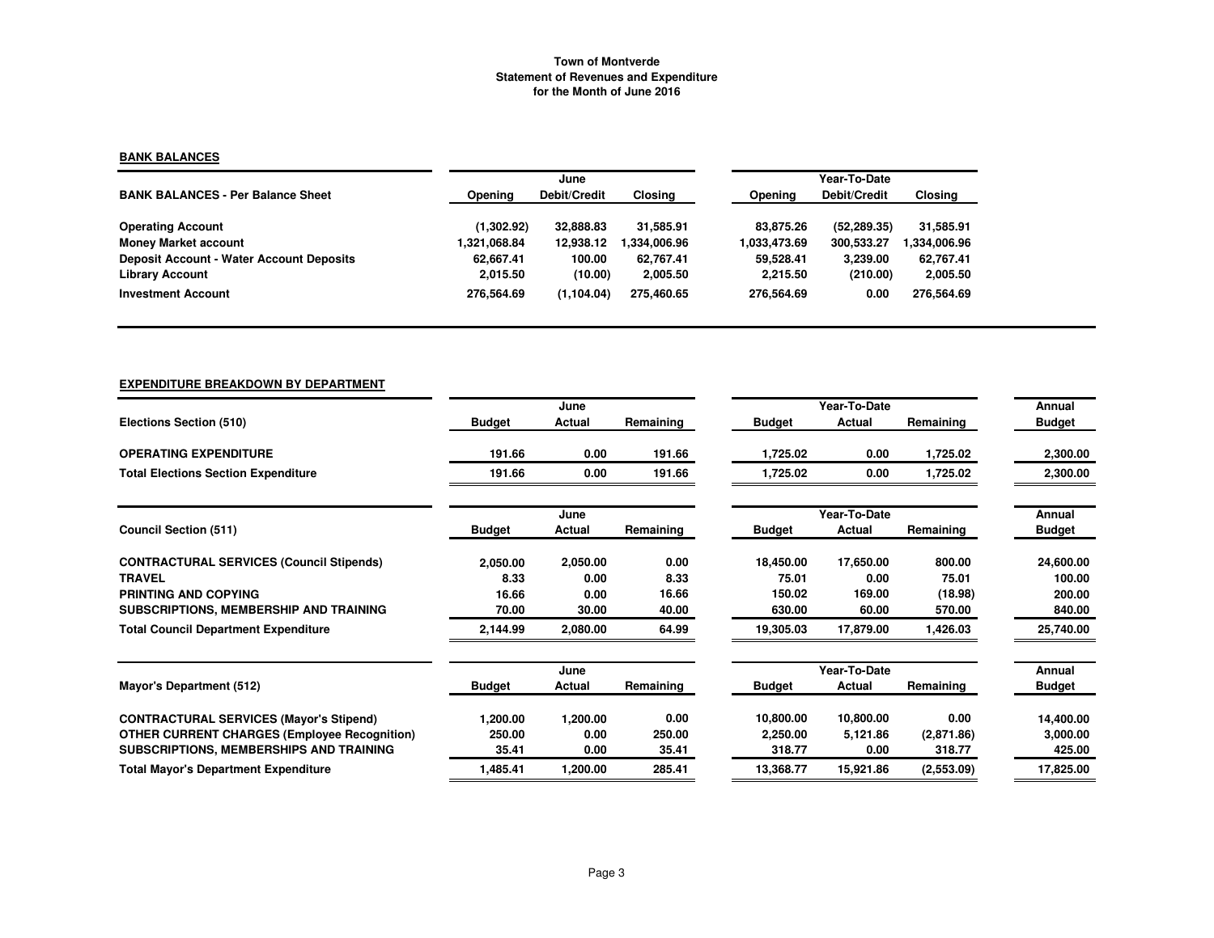# Town of Montverde
## Statement of Revenues and Expenditure
### for the Month of June 2016

**BANK BALANCES**

| BANK BALANCES - Per Balance Sheet | June | | | Year-To-Date | | |
|---|---|---|---|---|---|---|
| | Opening | Debit/Credit | Closing | Opening | Debit/Credit | Closing |
| Operating Account | (1,302.92) | 32,888.83 | 31,585.91 | 83,875.26 | (52,289.35) | 31,585.91 |
| Money Market account | 1,321,068.84 | 12,938.12 | 1,334,006.96 | 1,033,473.69 | 300,533.27 | 1,334,006.96 |
| Deposit Account - Water Account Deposits | 62,667.41 | 100.00 | 62,767.41 | 59,528.41 | 3,239.00 | 62,767.41 |
| Library Account | 2,015.50 | (10.00) | 2,005.50 | 2,215.50 | (210.00) | 2,005.50 |
| Investment Account | 276,564.69 | (1,104.04) | 275,460.65 | 276,564.69 | 0.00 | 276,564.69 |

**EXPENDITURE BREAKDOWN BY DEPARTMENT**

| Elections Section (510) | June | | | Year-To-Date | | | Annual |
|---|---|---|---|---|---|---|---|
| | Budget | Actual | Remaining | Budget | Actual | Remaining | Budget |
| OPERATING EXPENDITURE | 191.66 | 0.00 | 191.66 | 1,725.02 | 0.00 | 1,725.02 | 2,300.00 |
| Total Elections Section Expenditure | 191.66 | 0.00 | 191.66 | 1,725.02 | 0.00 | 1,725.02 | 2,300.00 |

| Council Section (511) | June | | | Year-To-Date | | | Annual |
|---|---|---|---|---|---|---|---|
| | Budget | Actual | Remaining | Budget | Actual | Remaining | Budget |
| CONTRACTURAL SERVICES (Council Stipends) | 2,050.00 | 2,050.00 | 0.00 | 18,450.00 | 17,650.00 | 800.00 | 24,600.00 |
| TRAVEL | 8.33 | 0.00 | 8.33 | 75.01 | 0.00 | 75.01 | 100.00 |
| PRINTING AND COPYING | 16.66 | 0.00 | 16.66 | 150.02 | 169.00 | (18.98) | 200.00 |
| SUBSCRIPTIONS, MEMBERSHIP AND TRAINING | 70.00 | 30.00 | 40.00 | 630.00 | 60.00 | 570.00 | 840.00 |
| Total Council Department Expenditure | 2,144.99 | 2,080.00 | 64.99 | 19,305.03 | 17,879.00 | 1,426.03 | 25,740.00 |

| Mayor's Department (512) | June | | | Year-To-Date | | | Annual |
|---|---|---|---|---|---|---|---|
| | Budget | Actual | Remaining | Budget | Actual | Remaining | Budget |
| CONTRACTURAL SERVICES (Mayor's Stipend) | 1,200.00 | 1,200.00 | 0.00 | 10,800.00 | 10,800.00 | 0.00 | 14,400.00 |
| OTHER CURRENT CHARGES (Employee Recognition) | 250.00 | 0.00 | 250.00 | 2,250.00 | 5,121.86 | (2,871.86) | 3,000.00 |
| SUBSCRIPTIONS, MEMBERSHIPS AND TRAINING | 35.41 | 0.00 | 35.41 | 318.77 | 0.00 | 318.77 | 425.00 |
| Total Mayor's Department Expenditure | 1,485.41 | 1,200.00 | 285.41 | 13,368.77 | 15,921.86 | (2,553.09) | 17,825.00 |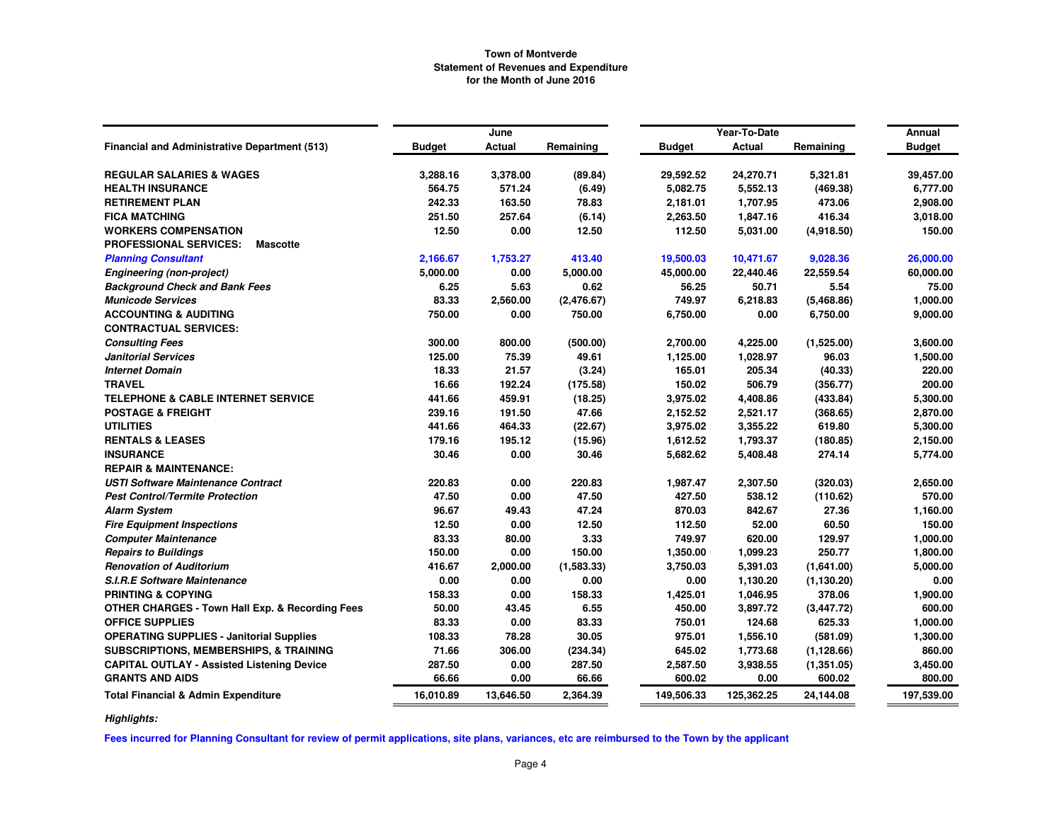# Town of Montverde
## Statement of Revenues and Expenditure
### for the Month of June 2016

| Financial and Administrative Department (513) | June Budget | June Actual | June Remaining | Year-To-Date Budget | Year-To-Date Actual | Year-To-Date Remaining | Annual Budget |
|---|---|---|---|---|---|---|---|
| **REGULAR SALARIES & WAGES** | 3,288.16 | 3,378.00 | (89.84) | 29,592.52 | 24,270.71 | 5,321.81 | 39,457.00 |
| **HEALTH INSURANCE** | 564.75 | 571.24 | (6.49) | 5,082.75 | 5,552.13 | (469.38) | 6,777.00 |
| **RETIREMENT PLAN** | 242.33 | 163.50 | 78.83 | 2,181.01 | 1,707.95 | 473.06 | 2,908.00 |
| **FICA MATCHING** | 251.50 | 257.64 | (6.14) | 2,263.50 | 1,847.16 | 416.34 | 3,018.00 |
| **WORKERS COMPENSATION** | 12.50 | 0.00 | 12.50 | 112.50 | 5,031.00 | (4,918.50) | 150.00 |
| **PROFESSIONAL SERVICES: Mascotte** | | | | | | | |
| ***Planning Consultant*** | 2,166.67 | 1,753.27 | 413.40 | 19,500.03 | 10,471.67 | 9,028.36 | 26,000.00 |
| ***Engineering (non-project)*** | 5,000.00 | 0.00 | 5,000.00 | 45,000.00 | 22,440.46 | 22,559.54 | 60,000.00 |
| ***Background Check and Bank Fees*** | 6.25 | 5.63 | 0.62 | 56.25 | 50.71 | 5.54 | 75.00 |
| ***Municode Services*** | 83.33 | 2,560.00 | (2,476.67) | 749.97 | 6,218.83 | (5,468.86) | 1,000.00 |
| **ACCOUNTING & AUDITING** | 750.00 | 0.00 | 750.00 | 6,750.00 | 0.00 | 6,750.00 | 9,000.00 |
| **CONTRACTUAL SERVICES:** | | | | | | | |
| ***Consulting Fees*** | 300.00 | 800.00 | (500.00) | 2,700.00 | 4,225.00 | (1,525.00) | 3,600.00 |
| ***Janitorial Services*** | 125.00 | 75.39 | 49.61 | 1,125.00 | 1,028.97 | 96.03 | 1,500.00 |
| ***Internet Domain*** | 18.33 | 21.57 | (3.24) | 165.01 | 205.34 | (40.33) | 220.00 |
| **TRAVEL** | 16.66 | 192.24 | (175.58) | 150.02 | 506.79 | (356.77) | 200.00 |
| **TELEPHONE & CABLE INTERNET SERVICE** | 441.66 | 459.91 | (18.25) | 3,975.02 | 4,408.86 | (433.84) | 5,300.00 |
| **POSTAGE & FREIGHT** | 239.16 | 191.50 | 47.66 | 2,152.52 | 2,521.17 | (368.65) | 2,870.00 |
| **UTILITIES** | 441.66 | 464.33 | (22.67) | 3,975.02 | 3,355.22 | 619.80 | 5,300.00 |
| **RENTALS & LEASES** | 179.16 | 195.12 | (15.96) | 1,612.52 | 1,793.37 | (180.85) | 2,150.00 |
| **INSURANCE** | 30.46 | 0.00 | 30.46 | 5,682.62 | 5,408.48 | 274.14 | 5,774.00 |
| **REPAIR & MAINTENANCE:** | | | | | | | |
| ***USTI Software Maintenance Contract*** | 220.83 | 0.00 | 220.83 | 1,987.47 | 2,307.50 | (320.03) | 2,650.00 |
| ***Pest Control/Termite Protection*** | 47.50 | 0.00 | 47.50 | 427.50 | 538.12 | (110.62) | 570.00 |
| ***Alarm System*** | 96.67 | 49.43 | 47.24 | 870.03 | 842.67 | 27.36 | 1,160.00 |
| ***Fire Equipment Inspections*** | 12.50 | 0.00 | 12.50 | 112.50 | 52.00 | 60.50 | 150.00 |
| ***Computer Maintenance*** | 83.33 | 80.00 | 3.33 | 749.97 | 620.00 | 129.97 | 1,000.00 |
| ***Repairs to Buildings*** | 150.00 | 0.00 | 150.00 | 1,350.00 | 1,099.23 | 250.77 | 1,800.00 |
| ***Renovation of Auditorium*** | 416.67 | 2,000.00 | (1,583.33) | 3,750.03 | 5,391.03 | (1,641.00) | 5,000.00 |
| ***S.I.R.E Software Maintenance*** | 0.00 | 0.00 | 0.00 | 0.00 | 1,130.20 | (1,130.20) | 0.00 |
| **PRINTING & COPYING** | 158.33 | 0.00 | 158.33 | 1,425.01 | 1,046.95 | 378.06 | 1,900.00 |
| **OTHER CHARGES - Town Hall Exp. & Recording Fees** | 50.00 | 43.45 | 6.55 | 450.00 | 3,897.72 | (3,447.72) | 600.00 |
| **OFFICE SUPPLIES** | 83.33 | 0.00 | 83.33 | 750.01 | 124.68 | 625.33 | 1,000.00 |
| **OPERATING SUPPLIES - Janitorial Supplies** | 108.33 | 78.28 | 30.05 | 975.01 | 1,556.10 | (581.09) | 1,300.00 |
| **SUBSCRIPTIONS, MEMBERSHIPS, & TRAINING** | 71.66 | 306.00 | (234.34) | 645.02 | 1,773.68 | (1,128.66) | 860.00 |
| **CAPITAL OUTLAY - Assisted Listening Device** | 287.50 | 0.00 | 287.50 | 2,587.50 | 3,938.55 | (1,351.05) | 3,450.00 |
| **GRANTS AND AIDS** | 66.66 | 0.00 | 66.66 | 600.02 | 0.00 | 600.02 | 800.00 |
| **Total Financial & Admin Expenditure** | 16,010.89 | 13,646.50 | 2,364.39 | 149,506.33 | 125,362.25 | 24,144.08 | 197,539.00 |

***Highlights:***

**Fees incurred for Planning Consultant for review of permit applications, site plans, variances, etc are reimbursed to the Town by the applicant**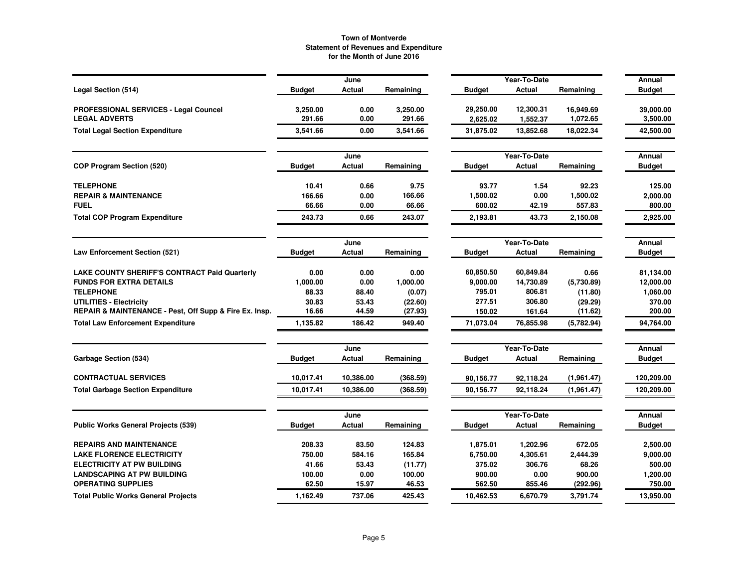# Town of Montverde
## Statement of Revenues and Expenditure
### for the Month of June 2016

| Legal Section (514) | June Budget | June Actual | June Remaining | Year-To-Date Budget | Year-To-Date Actual | Year-To-Date Remaining | Annual Budget |
|---|---|---|---|---|---|---|---|
| **PROFESSIONAL SERVICES - Legal Councel** | 3,250.00 | 0.00 | 3,250.00 | 29,250.00 | 12,300.31 | 16,949.69 | 39,000.00 |
| **LEGAL ADVERTS** | 291.66 | 0.00 | 291.66 | 2,625.02 | 1,552.37 | 1,072.65 | 3,500.00 |
| **Total Legal Section Expenditure** | 3,541.66 | 0.00 | 3,541.66 | 31,875.02 | 13,852.68 | 18,022.34 | 42,500.00 |

| COP Program Section (520) | June Budget | June Actual | June Remaining | Year-To-Date Budget | Year-To-Date Actual | Year-To-Date Remaining | Annual Budget |
|---|---|---|---|---|---|---|---|
| **TELEPHONE** | 10.41 | 0.66 | 9.75 | 93.77 | 1.54 | 92.23 | 125.00 |
| **REPAIR & MAINTENANCE** | 166.66 | 0.00 | 166.66 | 1,500.02 | 0.00 | 1,500.02 | 2,000.00 |
| **FUEL** | 66.66 | 0.00 | 66.66 | 600.02 | 42.19 | 557.83 | 800.00 |
| **Total COP Program Expenditure** | 243.73 | 0.66 | 243.07 | 2,193.81 | 43.73 | 2,150.08 | 2,925.00 |

| Law Enforcement Section (521) | June Budget | June Actual | June Remaining | Year-To-Date Budget | Year-To-Date Actual | Year-To-Date Remaining | Annual Budget |
|---|---|---|---|---|---|---|---|
| **LAKE COUNTY SHERIFF'S CONTRACT Paid Quarterly** | 0.00 | 0.00 | 0.00 | 60,850.50 | 60,849.84 | 0.66 | 81,134.00 |
| **FUNDS FOR EXTRA DETAILS** | 1,000.00 | 0.00 | 1,000.00 | 9,000.00 | 14,730.89 | (5,730.89) | 12,000.00 |
| **TELEPHONE** | 88.33 | 88.40 | (0.07) | 795.01 | 806.81 | (11.80) | 1,060.00 |
| **UTILITIES - Electricity** | 30.83 | 53.43 | (22.60) | 277.51 | 306.80 | (29.29) | 370.00 |
| **REPAIR & MAINTENANCE - Pest, Off Supp & Fire Ex. Insp.** | 16.66 | 44.59 | (27.93) | 150.02 | 161.64 | (11.62) | 200.00 |
| **Total Law Enforcement Expenditure** | 1,135.82 | 186.42 | 949.40 | 71,073.04 | 76,855.98 | (5,782.94) | 94,764.00 |

| Garbage Section (534) | June Budget | June Actual | June Remaining | Year-To-Date Budget | Year-To-Date Actual | Year-To-Date Remaining | Annual Budget |
|---|---|---|---|---|---|---|---|
| **CONTRACTUAL SERVICES** | 10,017.41 | 10,386.00 | (368.59) | 90,156.77 | 92,118.24 | (1,961.47) | 120,209.00 |
| **Total Garbage Section Expenditure** | 10,017.41 | 10,386.00 | (368.59) | 90,156.77 | 92,118.24 | (1,961.47) | 120,209.00 |

| Public Works General Projects (539) | June Budget | June Actual | June Remaining | Year-To-Date Budget | Year-To-Date Actual | Year-To-Date Remaining | Annual Budget |
|---|---|---|---|---|---|---|---|
| **REPAIRS AND MAINTENANCE** | 208.33 | 83.50 | 124.83 | 1,875.01 | 1,202.96 | 672.05 | 2,500.00 |
| **LAKE FLORENCE ELECTRICITY** | 750.00 | 584.16 | 165.84 | 6,750.00 | 4,305.61 | 2,444.39 | 9,000.00 |
| **ELECTRICITY AT PW BUILDING** | 41.66 | 53.43 | (11.77) | 375.02 | 306.76 | 68.26 | 500.00 |
| **LANDSCAPING AT PW BUILDING** | 100.00 | 0.00 | 100.00 | 900.00 | 0.00 | 900.00 | 1,200.00 |
| **OPERATING SUPPLIES** | 62.50 | 15.97 | 46.53 | 562.50 | 855.46 | (292.96) | 750.00 |
| **Total Public Works General Projects** | 1,162.49 | 737.06 | 425.43 | 10,462.53 | 6,670.79 | 3,791.74 | 13,950.00 |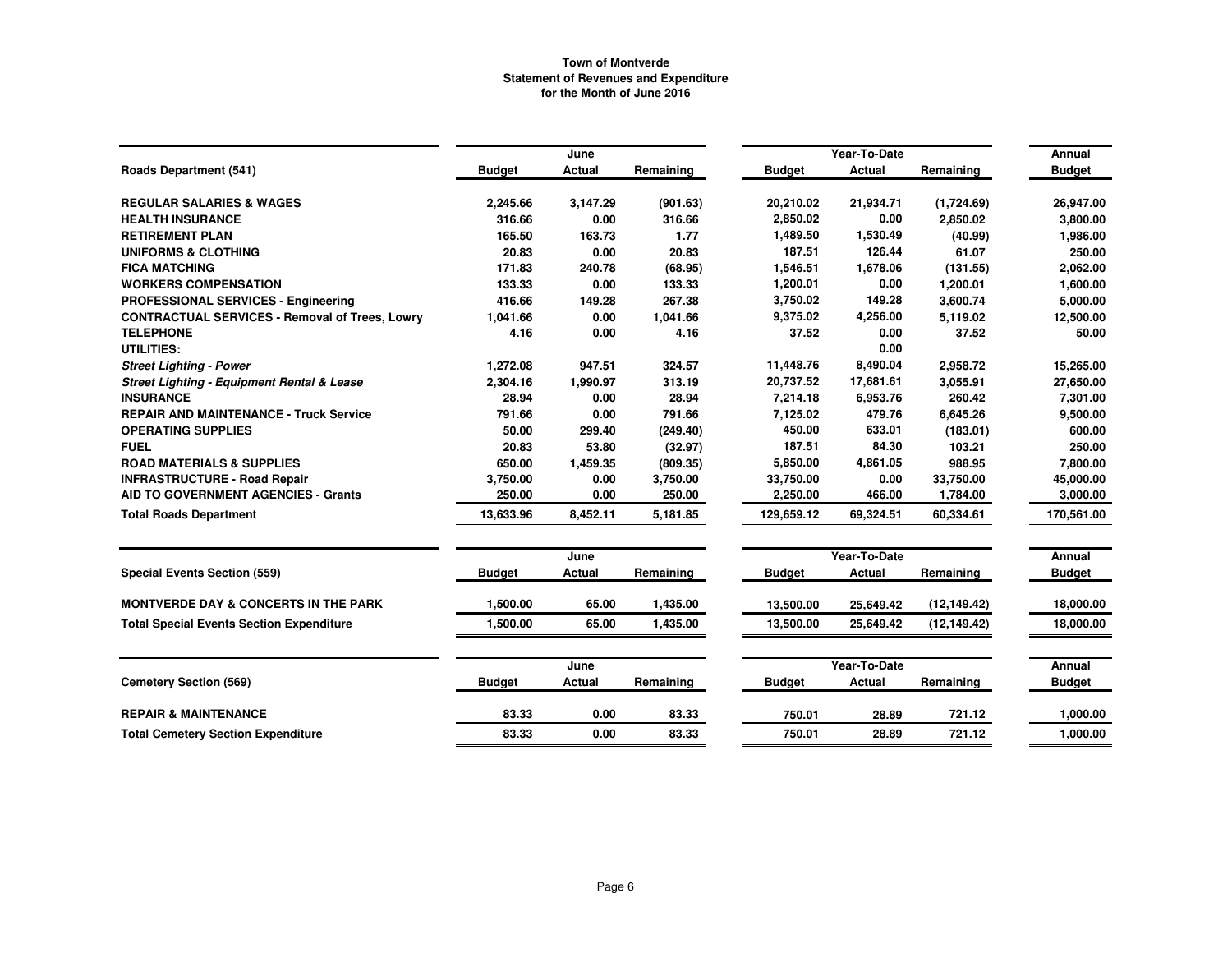**Town of Montverde**
**Statement of Revenues and Expenditure**
**for the Month of June 2016**

| Roads Department (541) | June Budget | June Actual | June Remaining | Year-To-Date Budget | Year-To-Date Actual | Year-To-Date Remaining | Annual Budget |
|---|---|---|---|---|---|---|---|
| **REGULAR SALARIES & WAGES** | 2,245.66 | 3,147.29 | (901.63) | 20,210.02 | 21,934.71 | (1,724.69) | 26,947.00 |
| **HEALTH INSURANCE** | 316.66 | 0.00 | 316.66 | 2,850.02 | 0.00 | 2,850.02 | 3,800.00 |
| **RETIREMENT PLAN** | 165.50 | 163.73 | 1.77 | 1,489.50 | 1,530.49 | (40.99) | 1,986.00 |
| **UNIFORMS & CLOTHING** | 20.83 | 0.00 | 20.83 | 187.51 | 126.44 | 61.07 | 250.00 |
| **FICA MATCHING** | 171.83 | 240.78 | (68.95) | 1,546.51 | 1,678.06 | (131.55) | 2,062.00 |
| **WORKERS COMPENSATION** | 133.33 | 0.00 | 133.33 | 1,200.01 | 0.00 | 1,200.01 | 1,600.00 |
| **PROFESSIONAL SERVICES - Engineering** | 416.66 | 149.28 | 267.38 | 3,750.02 | 149.28 | 3,600.74 | 5,000.00 |
| **CONTRACTUAL SERVICES - Removal of Trees, Lowry** | 1,041.66 | 0.00 | 1,041.66 | 9,375.02 | 4,256.00 | 5,119.02 | 12,500.00 |
| **TELEPHONE** | 4.16 | 0.00 | 4.16 | 37.52 | 0.00 | 37.52 | 50.00 |
| **UTILITIES:** | | | | | 0.00 | | |
| ***Street Lighting - Power*** | 1,272.08 | 947.51 | 324.57 | 11,448.76 | 8,490.04 | 2,958.72 | 15,265.00 |
| ***Street Lighting - Equipment Rental & Lease*** | 2,304.16 | 1,990.97 | 313.19 | 20,737.52 | 17,681.61 | 3,055.91 | 27,650.00 |
| **INSURANCE** | 28.94 | 0.00 | 28.94 | 7,214.18 | 6,953.76 | 260.42 | 7,301.00 |
| **REPAIR AND MAINTENANCE - Truck Service** | 791.66 | 0.00 | 791.66 | 7,125.02 | 479.76 | 6,645.26 | 9,500.00 |
| **OPERATING SUPPLIES** | 50.00 | 299.40 | (249.40) | 450.00 | 633.01 | (183.01) | 600.00 |
| **FUEL** | 20.83 | 53.80 | (32.97) | 187.51 | 84.30 | 103.21 | 250.00 |
| **ROAD MATERIALS & SUPPLIES** | 650.00 | 1,459.35 | (809.35) | 5,850.00 | 4,861.05 | 988.95 | 7,800.00 |
| **INFRASTRUCTURE - Road Repair** | 3,750.00 | 0.00 | 3,750.00 | 33,750.00 | 0.00 | 33,750.00 | 45,000.00 |
| **AID TO GOVERNMENT AGENCIES - Grants** | 250.00 | 0.00 | 250.00 | 2,250.00 | 466.00 | 1,784.00 | 3,000.00 |
| **Total Roads Department** | 13,633.96 | 8,452.11 | 5,181.85 | 129,659.12 | 69,324.51 | 60,334.61 | 170,561.00 |

| Special Events Section (559) | June Budget | June Actual | June Remaining | Year-To-Date Budget | Year-To-Date Actual | Year-To-Date Remaining | Annual Budget |
|---|---|---|---|---|---|---|---|
| **MONTVERDE DAY & CONCERTS IN THE PARK** | 1,500.00 | 65.00 | 1,435.00 | 13,500.00 | 25,649.42 | (12,149.42) | 18,000.00 |
| **Total Special Events Section Expenditure** | 1,500.00 | 65.00 | 1,435.00 | 13,500.00 | 25,649.42 | (12,149.42) | 18,000.00 |

| Cemetery Section (569) | June Budget | June Actual | June Remaining | Year-To-Date Budget | Year-To-Date Actual | Year-To-Date Remaining | Annual Budget |
|---|---|---|---|---|---|---|---|
| **REPAIR & MAINTENANCE** | 83.33 | 0.00 | 83.33 | 750.01 | 28.89 | 721.12 | 1,000.00 |
| **Total Cemetery Section Expenditure** | 83.33 | 0.00 | 83.33 | 750.01 | 28.89 | 721.12 | 1,000.00 |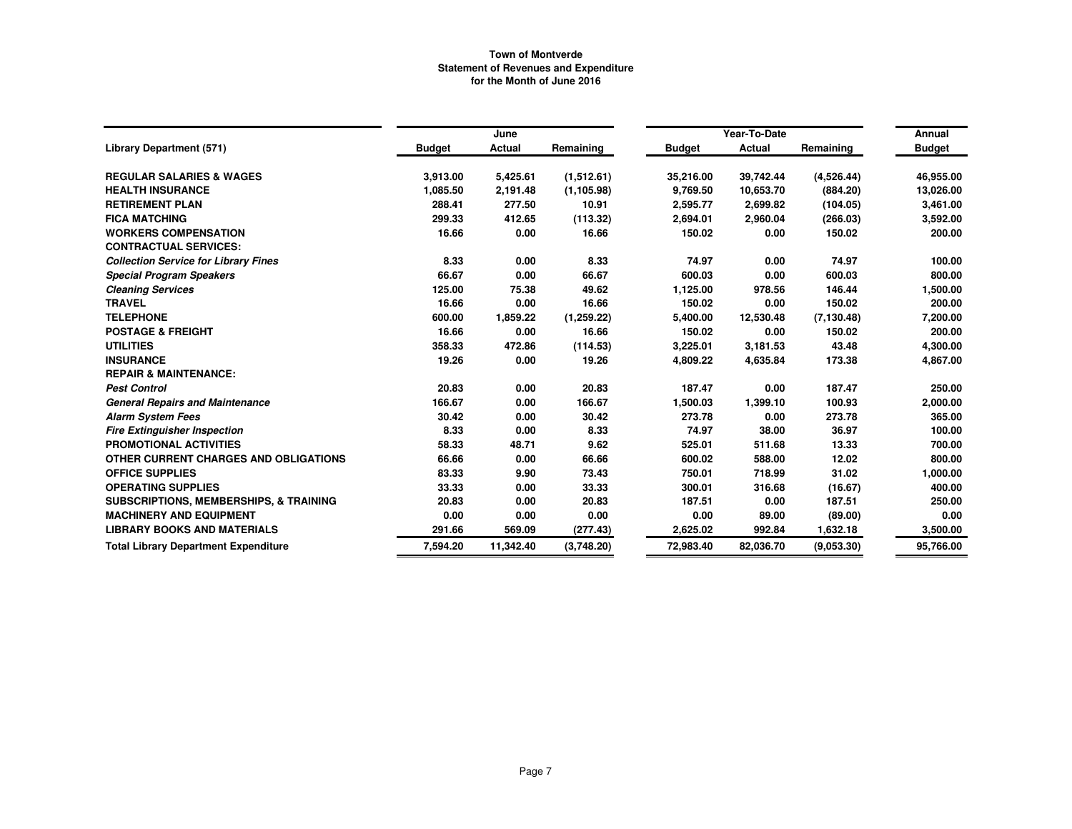**Town of Montverde**
**Statement of Revenues and Expenditure**
**for the Month of June 2016**

| Library Department (571) | June | | | Year-To-Date | | | Annual |
|---|---|---|---|---|---|---|---|
| | Budget | Actual | Remaining | Budget | Actual | Remaining | Budget |
| **REGULAR SALARIES & WAGES** | 3,913.00 | 5,425.61 | (1,512.61) | 35,216.00 | 39,742.44 | (4,526.44) | 46,955.00 |
| **HEALTH INSURANCE** | 1,085.50 | 2,191.48 | (1,105.98) | 9,769.50 | 10,653.70 | (884.20) | 13,026.00 |
| **RETIREMENT PLAN** | 288.41 | 277.50 | 10.91 | 2,595.77 | 2,699.82 | (104.05) | 3,461.00 |
| **FICA MATCHING** | 299.33 | 412.65 | (113.32) | 2,694.01 | 2,960.04 | (266.03) | 3,592.00 |
| **WORKERS COMPENSATION** | 16.66 | 0.00 | 16.66 | 150.02 | 0.00 | 150.02 | 200.00 |
| **CONTRACTUAL SERVICES:** | | | | | | | |
| ***Collection Service for Library Fines*** | 8.33 | 0.00 | 8.33 | 74.97 | 0.00 | 74.97 | 100.00 |
| ***Special Program Speakers*** | 66.67 | 0.00 | 66.67 | 600.03 | 0.00 | 600.03 | 800.00 |
| ***Cleaning Services*** | 125.00 | 75.38 | 49.62 | 1,125.00 | 978.56 | 146.44 | 1,500.00 |
| **TRAVEL** | 16.66 | 0.00 | 16.66 | 150.02 | 0.00 | 150.02 | 200.00 |
| **TELEPHONE** | 600.00 | 1,859.22 | (1,259.22) | 5,400.00 | 12,530.48 | (7,130.48) | 7,200.00 |
| **POSTAGE & FREIGHT** | 16.66 | 0.00 | 16.66 | 150.02 | 0.00 | 150.02 | 200.00 |
| **UTILITIES** | 358.33 | 472.86 | (114.53) | 3,225.01 | 3,181.53 | 43.48 | 4,300.00 |
| **INSURANCE** | 19.26 | 0.00 | 19.26 | 4,809.22 | 4,635.84 | 173.38 | 4,867.00 |
| **REPAIR & MAINTENANCE:** | | | | | | | |
| ***Pest Control*** | 20.83 | 0.00 | 20.83 | 187.47 | 0.00 | 187.47 | 250.00 |
| ***General Repairs and Maintenance*** | 166.67 | 0.00 | 166.67 | 1,500.03 | 1,399.10 | 100.93 | 2,000.00 |
| ***Alarm System Fees*** | 30.42 | 0.00 | 30.42 | 273.78 | 0.00 | 273.78 | 365.00 |
| ***Fire Extinguisher Inspection*** | 8.33 | 0.00 | 8.33 | 74.97 | 38.00 | 36.97 | 100.00 |
| **PROMOTIONAL ACTIVITIES** | 58.33 | 48.71 | 9.62 | 525.01 | 511.68 | 13.33 | 700.00 |
| **OTHER CURRENT CHARGES AND OBLIGATIONS** | 66.66 | 0.00 | 66.66 | 600.02 | 588.00 | 12.02 | 800.00 |
| **OFFICE SUPPLIES** | 83.33 | 9.90 | 73.43 | 750.01 | 718.99 | 31.02 | 1,000.00 |
| **OPERATING SUPPLIES** | 33.33 | 0.00 | 33.33 | 300.01 | 316.68 | (16.67) | 400.00 |
| **SUBSCRIPTIONS, MEMBERSHIPS, & TRAINING** | 20.83 | 0.00 | 20.83 | 187.51 | 0.00 | 187.51 | 250.00 |
| **MACHINERY AND EQUIPMENT** | 0.00 | 0.00 | 0.00 | 0.00 | 89.00 | (89.00) | 0.00 |
| **LIBRARY BOOKS AND MATERIALS** | 291.66 | 569.09 | (277.43) | 2,625.02 | 992.84 | 1,632.18 | 3,500.00 |
| **Total Library Department Expenditure** | 7,594.20 | 11,342.40 | (3,748.20) | 72,983.40 | 82,036.70 | (9,053.30) | 95,766.00 |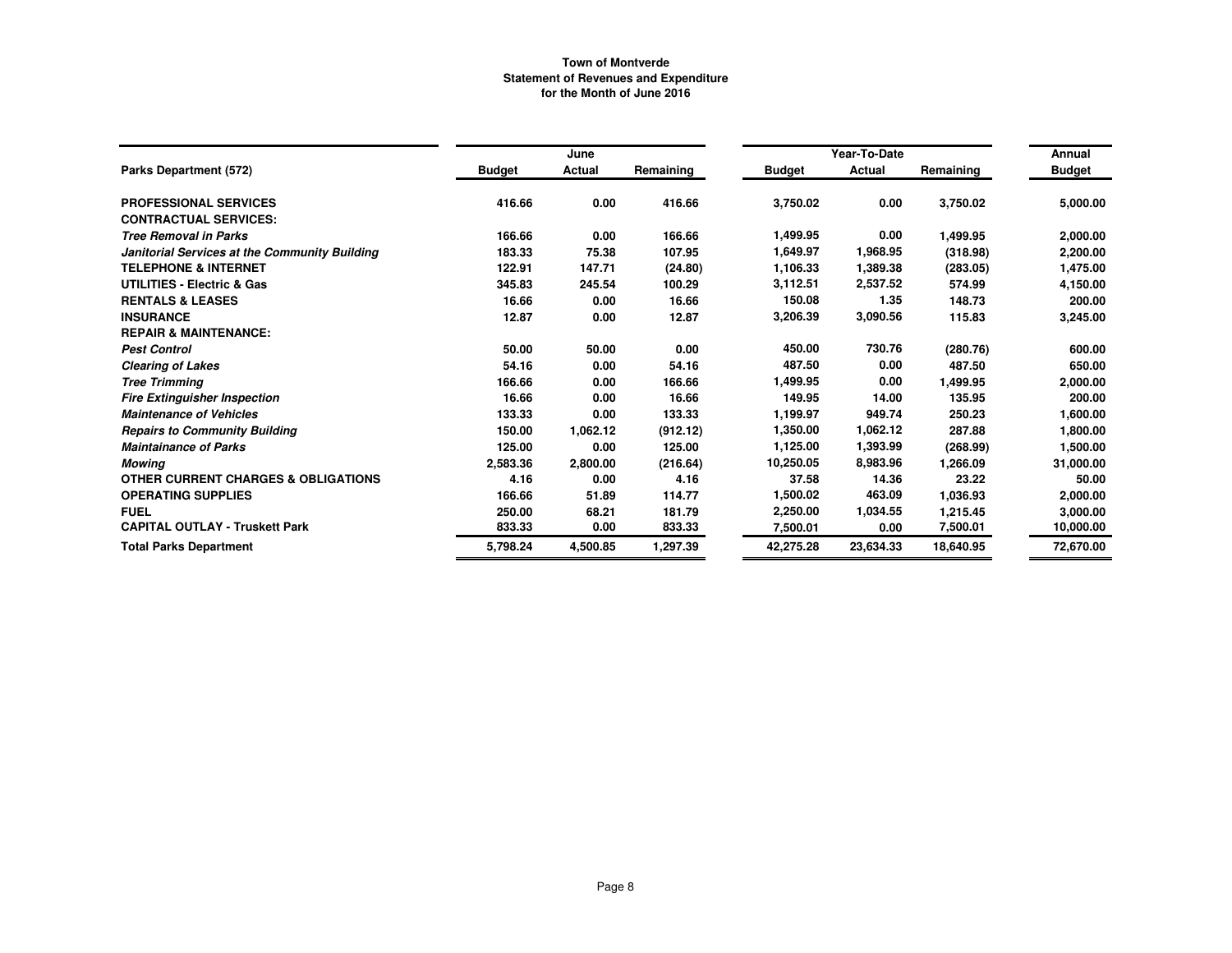**Town of Montverde**
**Statement of Revenues and Expenditure**
**for the Month of June 2016**

| Parks Department (572) | June | | | Year-To-Date | | | Annual |
|---|---|---|---|---|---|---|---|
| | Budget | Actual | Remaining | Budget | Actual | Remaining | Budget |
| **PROFESSIONAL SERVICES** | 416.66 | 0.00 | 416.66 | 3,750.02 | 0.00 | 3,750.02 | 5,000.00 |
| **CONTRACTUAL SERVICES:** | | | | | | | |
| ***Tree Removal in Parks*** | 166.66 | 0.00 | 166.66 | 1,499.95 | 0.00 | 1,499.95 | 2,000.00 |
| ***Janitorial Services at the Community Building*** | 183.33 | 75.38 | 107.95 | 1,649.97 | 1,968.95 | (318.98) | 2,200.00 |
| **TELEPHONE & INTERNET** | 122.91 | 147.71 | (24.80) | 1,106.33 | 1,389.38 | (283.05) | 1,475.00 |
| **UTILITIES - Electric & Gas** | 345.83 | 245.54 | 100.29 | 3,112.51 | 2,537.52 | 574.99 | 4,150.00 |
| **RENTALS & LEASES** | 16.66 | 0.00 | 16.66 | 150.08 | 1.35 | 148.73 | 200.00 |
| **INSURANCE** | 12.87 | 0.00 | 12.87 | 3,206.39 | 3,090.56 | 115.83 | 3,245.00 |
| **REPAIR & MAINTENANCE:** | | | | | | | |
| ***Pest Control*** | 50.00 | 50.00 | 0.00 | 450.00 | 730.76 | (280.76) | 600.00 |
| ***Clearing of Lakes*** | 54.16 | 0.00 | 54.16 | 487.50 | 0.00 | 487.50 | 650.00 |
| ***Tree Trimming*** | 166.66 | 0.00 | 166.66 | 1,499.95 | 0.00 | 1,499.95 | 2,000.00 |
| ***Fire Extinguisher Inspection*** | 16.66 | 0.00 | 16.66 | 149.95 | 14.00 | 135.95 | 200.00 |
| ***Maintenance of Vehicles*** | 133.33 | 0.00 | 133.33 | 1,199.97 | 949.74 | 250.23 | 1,600.00 |
| ***Repairs to Community Building*** | 150.00 | 1,062.12 | (912.12) | 1,350.00 | 1,062.12 | 287.88 | 1,800.00 |
| ***Maintainance of Parks*** | 125.00 | 0.00 | 125.00 | 1,125.00 | 1,393.99 | (268.99) | 1,500.00 |
| ***Mowing*** | 2,583.36 | 2,800.00 | (216.64) | 10,250.05 | 8,983.96 | 1,266.09 | 31,000.00 |
| **OTHER CURRENT CHARGES & OBLIGATIONS** | 4.16 | 0.00 | 4.16 | 37.58 | 14.36 | 23.22 | 50.00 |
| **OPERATING SUPPLIES** | 166.66 | 51.89 | 114.77 | 1,500.02 | 463.09 | 1,036.93 | 2,000.00 |
| **FUEL** | 250.00 | 68.21 | 181.79 | 2,250.00 | 1,034.55 | 1,215.45 | 3,000.00 |
| **CAPITAL OUTLAY - Truskett Park** | 833.33 | 0.00 | 833.33 | 7,500.01 | 0.00 | 7,500.01 | 10,000.00 |
| **Total Parks Department** | 5,798.24 | 4,500.85 | 1,297.39 | 42,275.28 | 23,634.33 | 18,640.95 | 72,670.00 |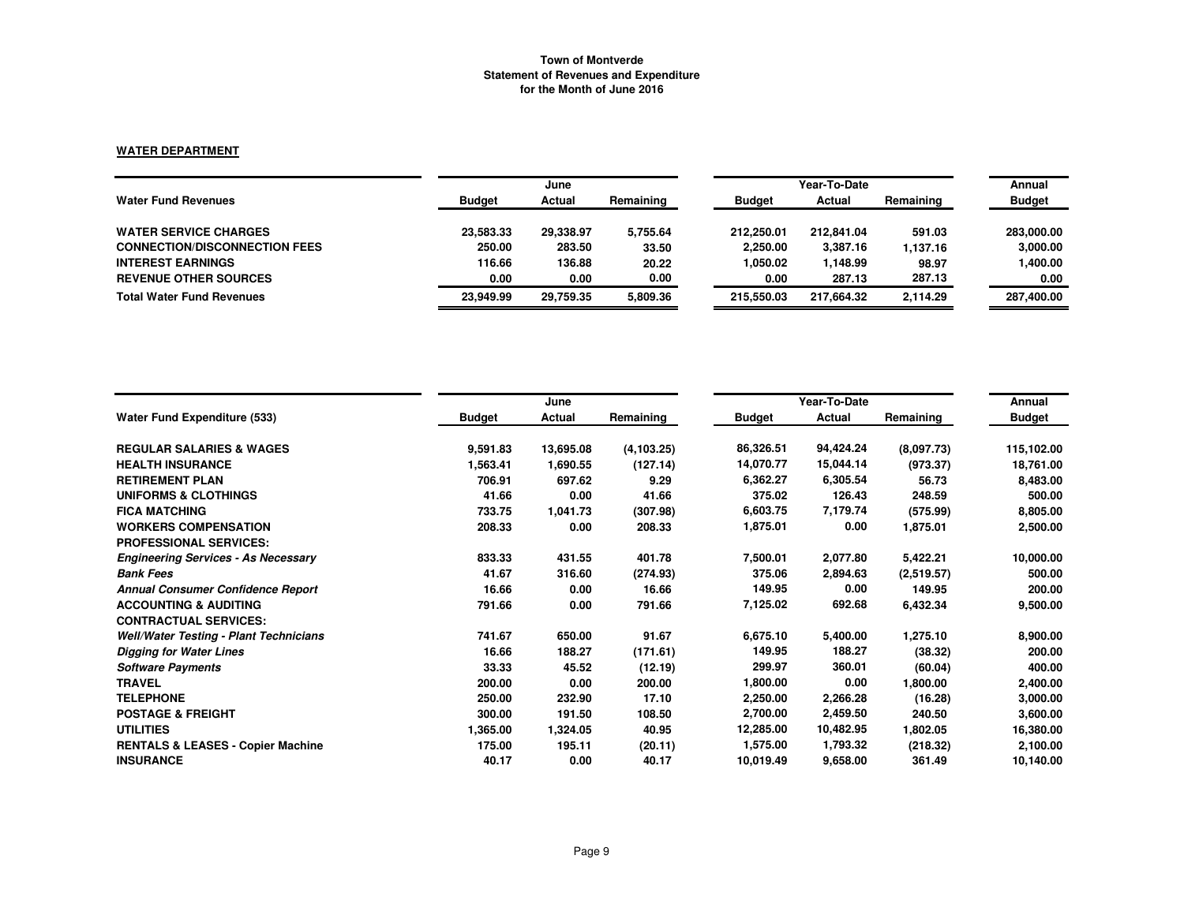**Town of Montverde**
**Statement of Revenues and Expenditure**
**for the Month of June 2016**

**WATER DEPARTMENT**

| | June | | | Year-To-Date | | | Annual |
|---|---|---|---|---|---|---|---|
| **Water Fund Revenues** | **Budget** | **Actual** | **Remaining** | **Budget** | **Actual** | **Remaining** | **Budget** |
| **WATER SERVICE CHARGES** | 23,583.33 | 29,338.97 | 5,755.64 | 212,250.01 | 212,841.04 | 591.03 | 283,000.00 |
| **CONNECTION/DISCONNECTION FEES** | 250.00 | 283.50 | 33.50 | 2,250.00 | 3,387.16 | 1,137.16 | 3,000.00 |
| **INTEREST EARNINGS** | 116.66 | 136.88 | 20.22 | 1,050.02 | 1,148.99 | 98.97 | 1,400.00 |
| **REVENUE OTHER SOURCES** | 0.00 | 0.00 | 0.00 | 0.00 | 287.13 | 287.13 | 0.00 |
| **Total Water Fund Revenues** | 23,949.99 | 29,759.35 | 5,809.36 | 215,550.03 | 217,664.32 | 2,114.29 | 287,400.00 |

| | June | | | Year-To-Date | | | Annual |
|---|---|---|---|---|---|---|---|
| **Water Fund Expenditure (533)** | **Budget** | **Actual** | **Remaining** | **Budget** | **Actual** | **Remaining** | **Budget** |
| **REGULAR SALARIES & WAGES** | 9,591.83 | 13,695.08 | (4,103.25) | 86,326.51 | 94,424.24 | (8,097.73) | 115,102.00 |
| **HEALTH INSURANCE** | 1,563.41 | 1,690.55 | (127.14) | 14,070.77 | 15,044.14 | (973.37) | 18,761.00 |
| **RETIREMENT PLAN** | 706.91 | 697.62 | 9.29 | 6,362.27 | 6,305.54 | 56.73 | 8,483.00 |
| **UNIFORMS & CLOTHINGS** | 41.66 | 0.00 | 41.66 | 375.02 | 126.43 | 248.59 | 500.00 |
| **FICA MATCHING** | 733.75 | 1,041.73 | (307.98) | 6,603.75 | 7,179.74 | (575.99) | 8,805.00 |
| **WORKERS COMPENSATION** | 208.33 | 0.00 | 208.33 | 1,875.01 | 0.00 | 1,875.01 | 2,500.00 |
| **PROFESSIONAL SERVICES:** | | | | | | | |
| ***Engineering Services - As Necessary*** | 833.33 | 431.55 | 401.78 | 7,500.01 | 2,077.80 | 5,422.21 | 10,000.00 |
| ***Bank Fees*** | 41.67 | 316.60 | (274.93) | 375.06 | 2,894.63 | (2,519.57) | 500.00 |
| ***Annual Consumer Confidence Report*** | 16.66 | 0.00 | 16.66 | 149.95 | 0.00 | 149.95 | 200.00 |
| **ACCOUNTING & AUDITING** | 791.66 | 0.00 | 791.66 | 7,125.02 | 692.68 | 6,432.34 | 9,500.00 |
| **CONTRACTUAL SERVICES:** | | | | | | | |
| ***Well/Water Testing - Plant Technicians*** | 741.67 | 650.00 | 91.67 | 6,675.10 | 5,400.00 | 1,275.10 | 8,900.00 |
| ***Digging for Water Lines*** | 16.66 | 188.27 | (171.61) | 149.95 | 188.27 | (38.32) | 200.00 |
| ***Software Payments*** | 33.33 | 45.52 | (12.19) | 299.97 | 360.01 | (60.04) | 400.00 |
| **TRAVEL** | 200.00 | 0.00 | 200.00 | 1,800.00 | 0.00 | 1,800.00 | 2,400.00 |
| **TELEPHONE** | 250.00 | 232.90 | 17.10 | 2,250.00 | 2,266.28 | (16.28) | 3,000.00 |
| **POSTAGE & FREIGHT** | 300.00 | 191.50 | 108.50 | 2,700.00 | 2,459.50 | 240.50 | 3,600.00 |
| **UTILITIES** | 1,365.00 | 1,324.05 | 40.95 | 12,285.00 | 10,482.95 | 1,802.05 | 16,380.00 |
| **RENTALS & LEASES - Copier Machine** | 175.00 | 195.11 | (20.11) | 1,575.00 | 1,793.32 | (218.32) | 2,100.00 |
| **INSURANCE** | 40.17 | 0.00 | 40.17 | 10,019.49 | 9,658.00 | 361.49 | 10,140.00 |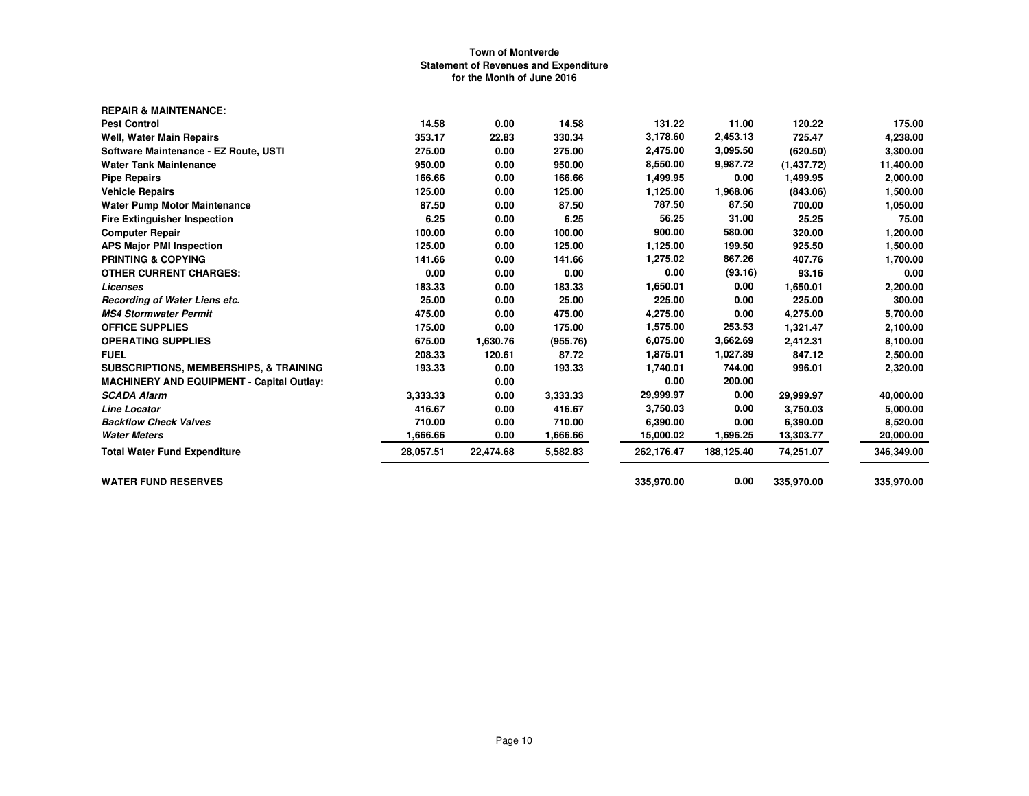**Town of Montverde**
**Statement of Revenues and Expenditure**
**for the Month of June 2016**

| | | | | | | | |
|---|---|---|---|---|---|---|---|
| **REPAIR & MAINTENANCE:** | | | | | | | |
| **Pest Control** | 14.58 | 0.00 | 14.58 | 131.22 | 11.00 | 120.22 | 175.00 |
| **Well, Water Main Repairs** | 353.17 | 22.83 | 330.34 | 3,178.60 | 2,453.13 | 725.47 | 4,238.00 |
| **Software Maintenance - EZ Route, USTI** | 275.00 | 0.00 | 275.00 | 2,475.00 | 3,095.50 | (620.50) | 3,300.00 |
| **Water Tank Maintenance** | 950.00 | 0.00 | 950.00 | 8,550.00 | 9,987.72 | (1,437.72) | 11,400.00 |
| **Pipe Repairs** | 166.66 | 0.00 | 166.66 | 1,499.95 | 0.00 | 1,499.95 | 2,000.00 |
| **Vehicle Repairs** | 125.00 | 0.00 | 125.00 | 1,125.00 | 1,968.06 | (843.06) | 1,500.00 |
| **Water Pump Motor Maintenance** | 87.50 | 0.00 | 87.50 | 787.50 | 87.50 | 700.00 | 1,050.00 |
| **Fire Extinguisher Inspection** | 6.25 | 0.00 | 6.25 | 56.25 | 31.00 | 25.25 | 75.00 |
| **Computer Repair** | 100.00 | 0.00 | 100.00 | 900.00 | 580.00 | 320.00 | 1,200.00 |
| **APS Major PMI Inspection** | 125.00 | 0.00 | 125.00 | 1,125.00 | 199.50 | 925.50 | 1,500.00 |
| **PRINTING & COPYING** | 141.66 | 0.00 | 141.66 | 1,275.02 | 867.26 | 407.76 | 1,700.00 |
| **OTHER CURRENT CHARGES:** | 0.00 | 0.00 | 0.00 | 0.00 | (93.16) | 93.16 | 0.00 |
| ***Licenses*** | 183.33 | 0.00 | 183.33 | 1,650.01 | 0.00 | 1,650.01 | 2,200.00 |
| ***Recording of Water Liens etc.*** | 25.00 | 0.00 | 25.00 | 225.00 | 0.00 | 225.00 | 300.00 |
| ***MS4 Stormwater Permit*** | 475.00 | 0.00 | 475.00 | 4,275.00 | 0.00 | 4,275.00 | 5,700.00 |
| **OFFICE SUPPLIES** | 175.00 | 0.00 | 175.00 | 1,575.00 | 253.53 | 1,321.47 | 2,100.00 |
| **OPERATING SUPPLIES** | 675.00 | 1,630.76 | (955.76) | 6,075.00 | 3,662.69 | 2,412.31 | 8,100.00 |
| **FUEL** | 208.33 | 120.61 | 87.72 | 1,875.01 | 1,027.89 | 847.12 | 2,500.00 |
| **SUBSCRIPTIONS, MEMBERSHIPS, & TRAINING** | 193.33 | 0.00 | 193.33 | 1,740.01 | 744.00 | 996.01 | 2,320.00 |
| **MACHINERY AND EQUIPMENT - Capital Outlay:** | | 0.00 | | 0.00 | 200.00 | | |
| ***SCADA Alarm*** | 3,333.33 | 0.00 | 3,333.33 | 29,999.97 | 0.00 | 29,999.97 | 40,000.00 |
| ***Line Locator*** | 416.67 | 0.00 | 416.67 | 3,750.03 | 0.00 | 3,750.03 | 5,000.00 |
| ***Backflow Check Valves*** | 710.00 | 0.00 | 710.00 | 6,390.00 | 0.00 | 6,390.00 | 8,520.00 |
| ***Water Meters*** | 1,666.66 | 0.00 | 1,666.66 | 15,000.02 | 1,696.25 | 13,303.77 | 20,000.00 |
| **Total Water Fund Expenditure** | 28,057.51 | 22,474.68 | 5,582.83 | 262,176.47 | 188,125.40 | 74,251.07 | 346,349.00 |
| | | | | | | | |
| **WATER FUND RESERVES** | | | | 335,970.00 | 0.00 | 335,970.00 | 335,970.00 |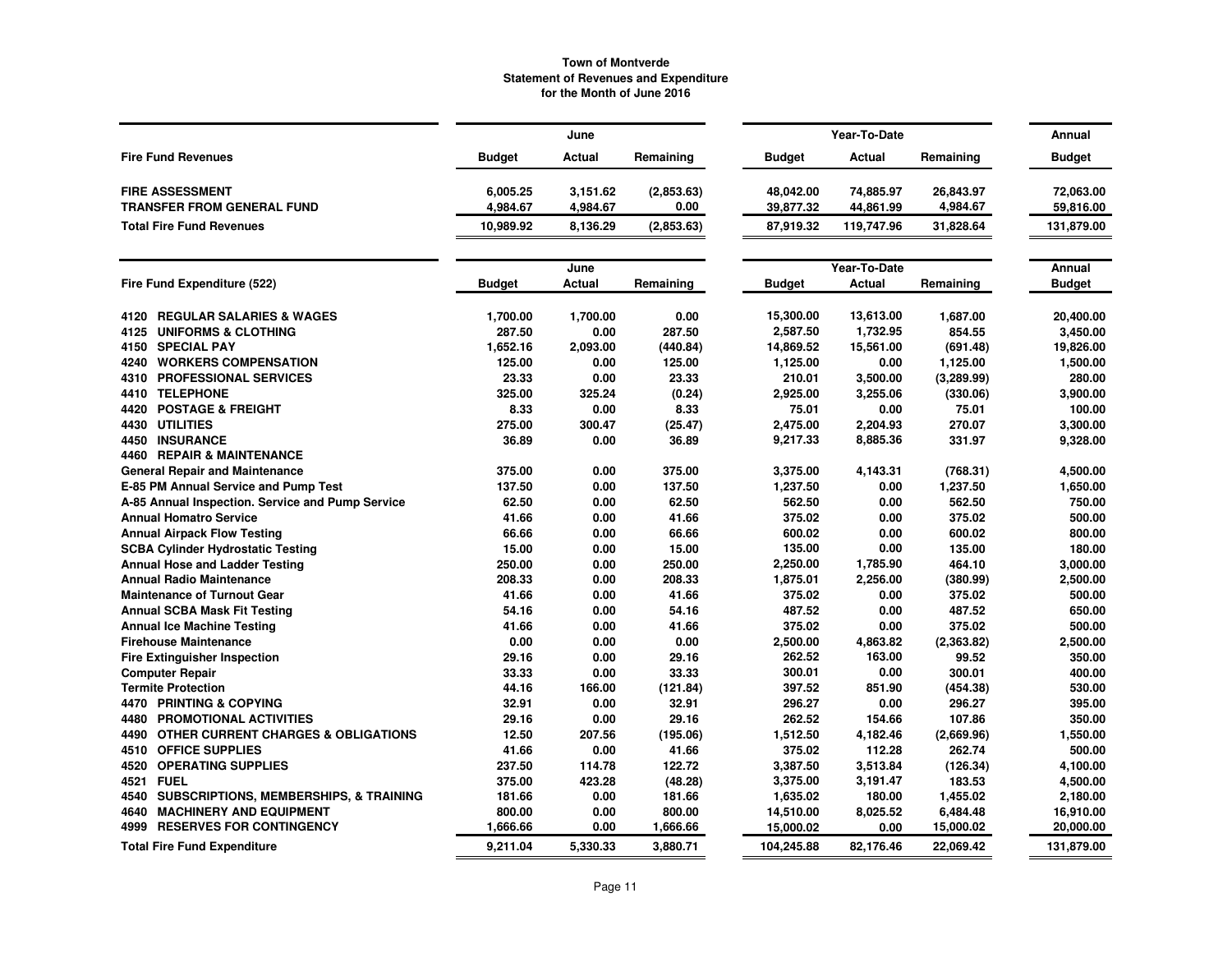# Town of Montverde
## Statement of Revenues and Expenditure
### for the Month of June 2016

| Fire Fund Revenues | June Budget | June Actual | June Remaining | Year-To-Date Budget | Year-To-Date Actual | Year-To-Date Remaining | Annual Budget |
|---|---|---|---|---|---|---|---|
| FIRE ASSESSMENT | 6,005.25 | 3,151.62 | (2,853.63) | 48,042.00 | 74,885.97 | 26,843.97 | 72,063.00 |
| TRANSFER FROM GENERAL FUND | 4,984.67 | 4,984.67 | 0.00 | 39,877.32 | 44,861.99 | 4,984.67 | 59,816.00 |
| **Total Fire Fund Revenues** | **10,989.92** | **8,136.29** | **(2,853.63)** | **87,919.32** | **119,747.96** | **31,828.64** | **131,879.00** |

| Fire Fund Expenditure (522) | June Budget | June Actual | June Remaining | Year-To-Date Budget | Year-To-Date Actual | Year-To-Date Remaining | Annual Budget |
|---|---|---|---|---|---|---|---|
| 4120 REGULAR SALARIES & WAGES | 1,700.00 | 1,700.00 | 0.00 | 15,300.00 | 13,613.00 | 1,687.00 | 20,400.00 |
| 4125 UNIFORMS & CLOTHING | 287.50 | 0.00 | 287.50 | 2,587.50 | 1,732.95 | 854.55 | 3,450.00 |
| 4150 SPECIAL PAY | 1,652.16 | 2,093.00 | (440.84) | 14,869.52 | 15,561.00 | (691.48) | 19,826.00 |
| 4240 WORKERS COMPENSATION | 125.00 | 0.00 | 125.00 | 1,125.00 | 0.00 | 1,125.00 | 1,500.00 |
| 4310 PROFESSIONAL SERVICES | 23.33 | 0.00 | 23.33 | 210.01 | 3,500.00 | (3,289.99) | 280.00 |
| 4410 TELEPHONE | 325.00 | 325.24 | (0.24) | 2,925.00 | 3,255.06 | (330.06) | 3,900.00 |
| 4420 POSTAGE & FREIGHT | 8.33 | 0.00 | 8.33 | 75.01 | 0.00 | 75.01 | 100.00 |
| 4430 UTILITIES | 275.00 | 300.47 | (25.47) | 2,475.00 | 2,204.93 | 270.07 | 3,300.00 |
| 4450 INSURANCE | 36.89 | 0.00 | 36.89 | 9,217.33 | 8,885.36 | 331.97 | 9,328.00 |
| 4460 REPAIR & MAINTENANCE | | | | | | | |
| General Repair and Maintenance | 375.00 | 0.00 | 375.00 | 3,375.00 | 4,143.31 | (768.31) | 4,500.00 |
| E-85 PM Annual Service and Pump Test | 137.50 | 0.00 | 137.50 | 1,237.50 | 0.00 | 1,237.50 | 1,650.00 |
| A-85 Annual Inspection. Service and Pump Service | 62.50 | 0.00 | 62.50 | 562.50 | 0.00 | 562.50 | 750.00 |
| Annual Homatro Service | 41.66 | 0.00 | 41.66 | 375.02 | 0.00 | 375.02 | 500.00 |
| Annual Airpack Flow Testing | 66.66 | 0.00 | 66.66 | 600.02 | 0.00 | 600.02 | 800.00 |
| SCBA Cylinder Hydrostatic Testing | 15.00 | 0.00 | 15.00 | 135.00 | 0.00 | 135.00 | 180.00 |
| Annual Hose and Ladder Testing | 250.00 | 0.00 | 250.00 | 2,250.00 | 1,785.90 | 464.10 | 3,000.00 |
| Annual Radio Maintenance | 208.33 | 0.00 | 208.33 | 1,875.01 | 2,256.00 | (380.99) | 2,500.00 |
| Maintenance of Turnout Gear | 41.66 | 0.00 | 41.66 | 375.02 | 0.00 | 375.02 | 500.00 |
| Annual SCBA Mask Fit Testing | 54.16 | 0.00 | 54.16 | 487.52 | 0.00 | 487.52 | 650.00 |
| Annual Ice Machine Testing | 41.66 | 0.00 | 41.66 | 375.02 | 0.00 | 375.02 | 500.00 |
| Firehouse Maintenance | 0.00 | 0.00 | 0.00 | 2,500.00 | 4,863.82 | (2,363.82) | 2,500.00 |
| Fire Extinguisher Inspection | 29.16 | 0.00 | 29.16 | 262.52 | 163.00 | 99.52 | 350.00 |
| Computer Repair | 33.33 | 0.00 | 33.33 | 300.01 | 0.00 | 300.01 | 400.00 |
| Termite Protection | 44.16 | 166.00 | (121.84) | 397.52 | 851.90 | (454.38) | 530.00 |
| 4470 PRINTING & COPYING | 32.91 | 0.00 | 32.91 | 296.27 | 0.00 | 296.27 | 395.00 |
| 4480 PROMOTIONAL ACTIVITIES | 29.16 | 0.00 | 29.16 | 262.52 | 154.66 | 107.86 | 350.00 |
| 4490 OTHER CURRENT CHARGES & OBLIGATIONS | 12.50 | 207.56 | (195.06) | 1,512.50 | 4,182.46 | (2,669.96) | 1,550.00 |
| 4510 OFFICE SUPPLIES | 41.66 | 0.00 | 41.66 | 375.02 | 112.28 | 262.74 | 500.00 |
| 4520 OPERATING SUPPLIES | 237.50 | 114.78 | 122.72 | 3,387.50 | 3,513.84 | (126.34) | 4,100.00 |
| 4521 FUEL | 375.00 | 423.28 | (48.28) | 3,375.00 | 3,191.47 | 183.53 | 4,500.00 |
| 4540 SUBSCRIPTIONS, MEMBERSHIPS, & TRAINING | 181.66 | 0.00 | 181.66 | 1,635.02 | 180.00 | 1,455.02 | 2,180.00 |
| 4640 MACHINERY AND EQUIPMENT | 800.00 | 0.00 | 800.00 | 14,510.00 | 8,025.52 | 6,484.48 | 16,910.00 |
| 4999 RESERVES FOR CONTINGENCY | 1,666.66 | 0.00 | 1,666.66 | 15,000.02 | 0.00 | 15,000.02 | 20,000.00 |
| **Total Fire Fund Expenditure** | **9,211.04** | **5,330.33** | **3,880.71** | **104,245.88** | **82,176.46** | **22,069.42** | **131,879.00** |